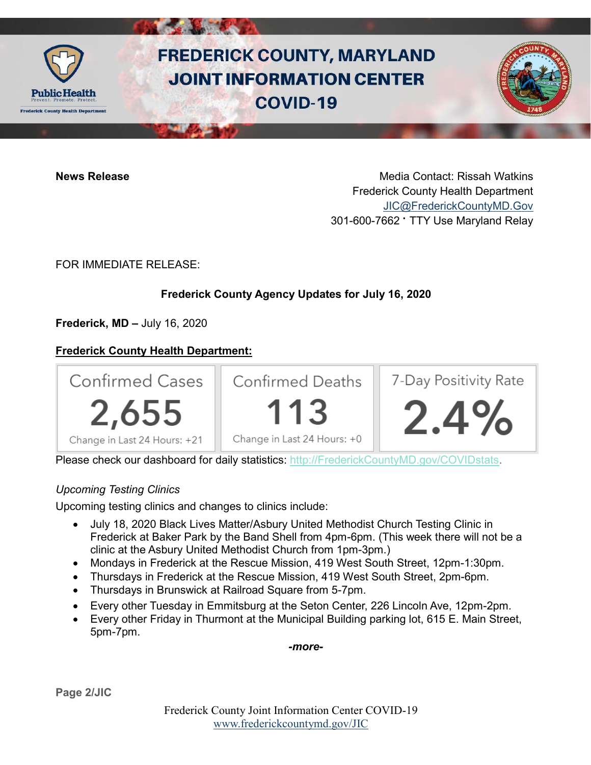# FREDERICK COUNTY, MARYLAND JOINT INFORMATION CENTER COVID-19

**News Release**

Media Contact: Rissah Watkins
Frederick County Health Department
JIC@FrederickCountyMD.Gov
301-600-7662 · TTY Use Maryland Relay

FOR IMMEDIATE RELEASE:

**Frederick County Agency Updates for July 16, 2020**

**Frederick, MD –** July 16, 2020

**Frederick County Health Department:**

| Confirmed Cases | Confirmed Deaths | 7-Day Positivity Rate |
|---|---|---|
| 2,655 | 113 | 2.4% |
| Change in Last 24 Hours: +21 | Change in Last 24 Hours: +0 | |

Please check our dashboard for daily statistics: http://FrederickCountyMD.gov/COVIDstats.

*Upcoming Testing Clinics*

Upcoming testing clinics and changes to clinics include:

- July 18, 2020 Black Lives Matter/Asbury United Methodist Church Testing Clinic in Frederick at Baker Park by the Band Shell from 4pm-6pm. (This week there will not be a clinic at the Asbury United Methodist Church from 1pm-3pm.)
- Mondays in Frederick at the Rescue Mission, 419 West South Street, 12pm-1:30pm.
- Thursdays in Frederick at the Rescue Mission, 419 West South Street, 2pm-6pm.
- Thursdays in Brunswick at Railroad Square from 5-7pm.
- Every other Tuesday in Emmitsburg at the Seton Center, 226 Lincoln Ave, 12pm-2pm.
- Every other Friday in Thurmont at the Municipal Building parking lot, 615 E. Main Street, 5pm-7pm.

*-more-*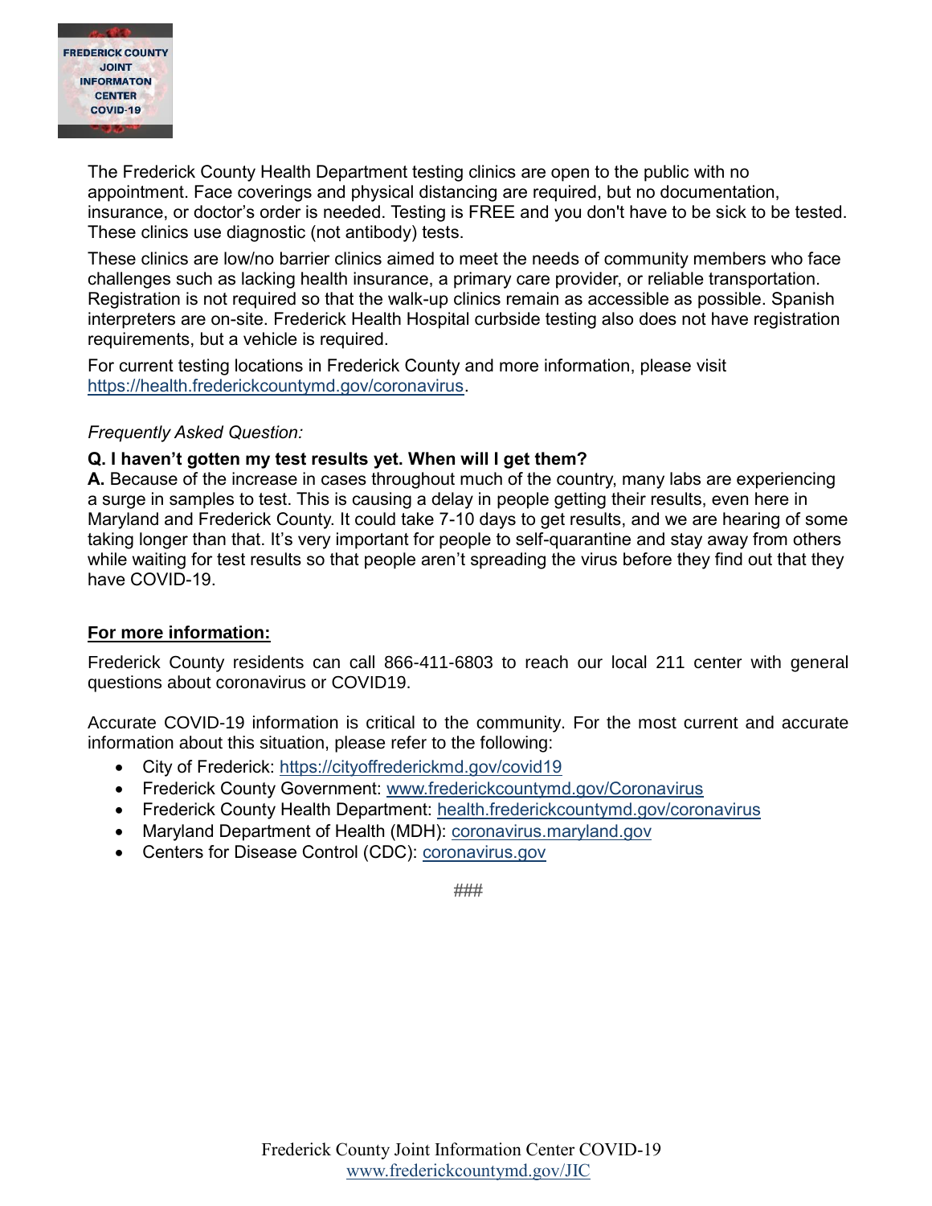The Frederick County Health Department testing clinics are open to the public with no appointment. Face coverings and physical distancing are required, but no documentation, insurance, or doctor's order is needed. Testing is FREE and you don't have to be sick to be tested. These clinics use diagnostic (not antibody) tests.

These clinics are low/no barrier clinics aimed to meet the needs of community members who face challenges such as lacking health insurance, a primary care provider, or reliable transportation. Registration is not required so that the walk-up clinics remain as accessible as possible. Spanish interpreters are on-site. Frederick Health Hospital curbside testing also does not have registration requirements, but a vehicle is required.

For current testing locations in Frederick County and more information, please visit https://health.frederickcountymd.gov/coronavirus.

*Frequently Asked Question:*

**Q. I haven't gotten my test results yet. When will I get them?**
**A.** Because of the increase in cases throughout much of the country, many labs are experiencing a surge in samples to test. This is causing a delay in people getting their results, even here in Maryland and Frederick County. It could take 7-10 days to get results, and we are hearing of some taking longer than that. It's very important for people to self-quarantine and stay away from others while waiting for test results so that people aren't spreading the virus before they find out that they have COVID-19.

**For more information:**

Frederick County residents can call 866-411-6803 to reach our local 211 center with general questions about coronavirus or COVID19.

Accurate COVID-19 information is critical to the community. For the most current and accurate information about this situation, please refer to the following:

- City of Frederick: https://cityoffrederickmd.gov/covid19
- Frederick County Government: www.frederickcountymd.gov/Coronavirus
- Frederick County Health Department: health.frederickcountymd.gov/coronavirus
- Maryland Department of Health (MDH): coronavirus.maryland.gov
- Centers for Disease Control (CDC): coronavirus.gov

###